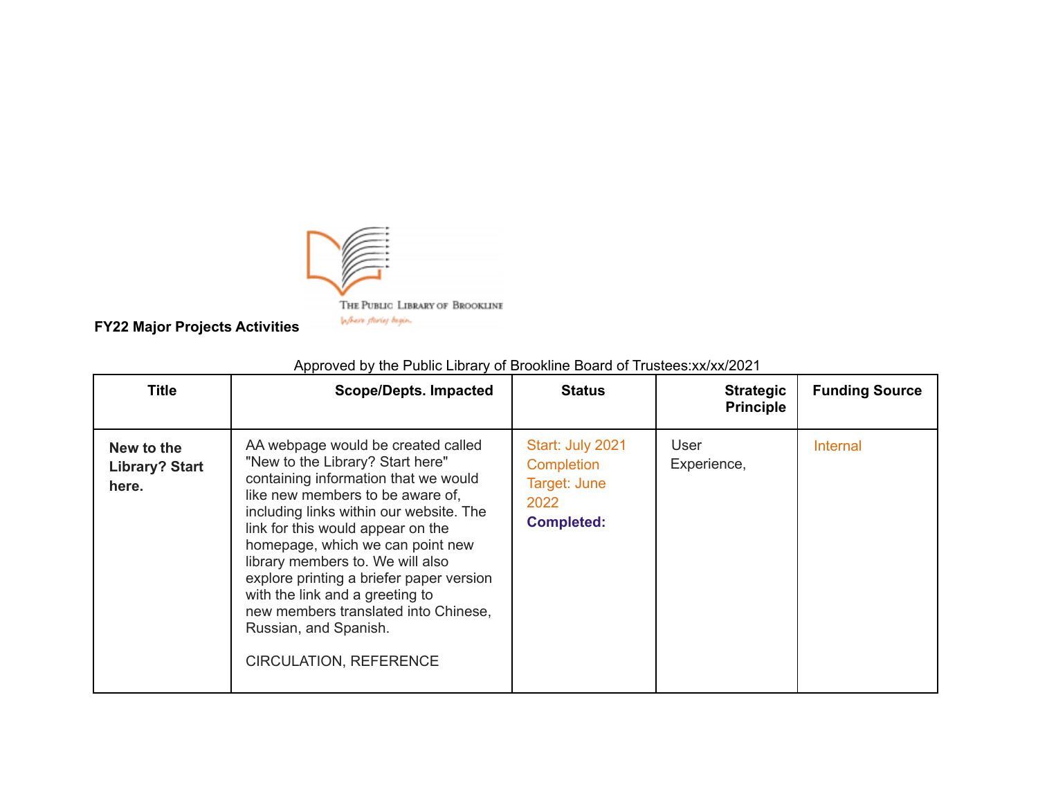**FY22 Major Projects Activities**

Approved by the Public Library of Brookline Board of Trustees:xx/xx/2021

| Title | Scope/Depts. Impacted | Status | Strategic Principle | Funding Source |
|---|---|---|---|---|
| **New to the Library? Start here.** | AA webpage would be created called "New to the Library? Start here" containing information that we would like new members to be aware of, including links within our website. The link for this would appear on the homepage, which we can point new library members to. We will also explore printing a briefer paper version with the link and a greeting to new members translated into Chinese, Russian, and Spanish.<br><br>CIRCULATION, REFERENCE | Start: July 2021 Completion Target: June 2022 **Completed:** | User Experience, | Internal |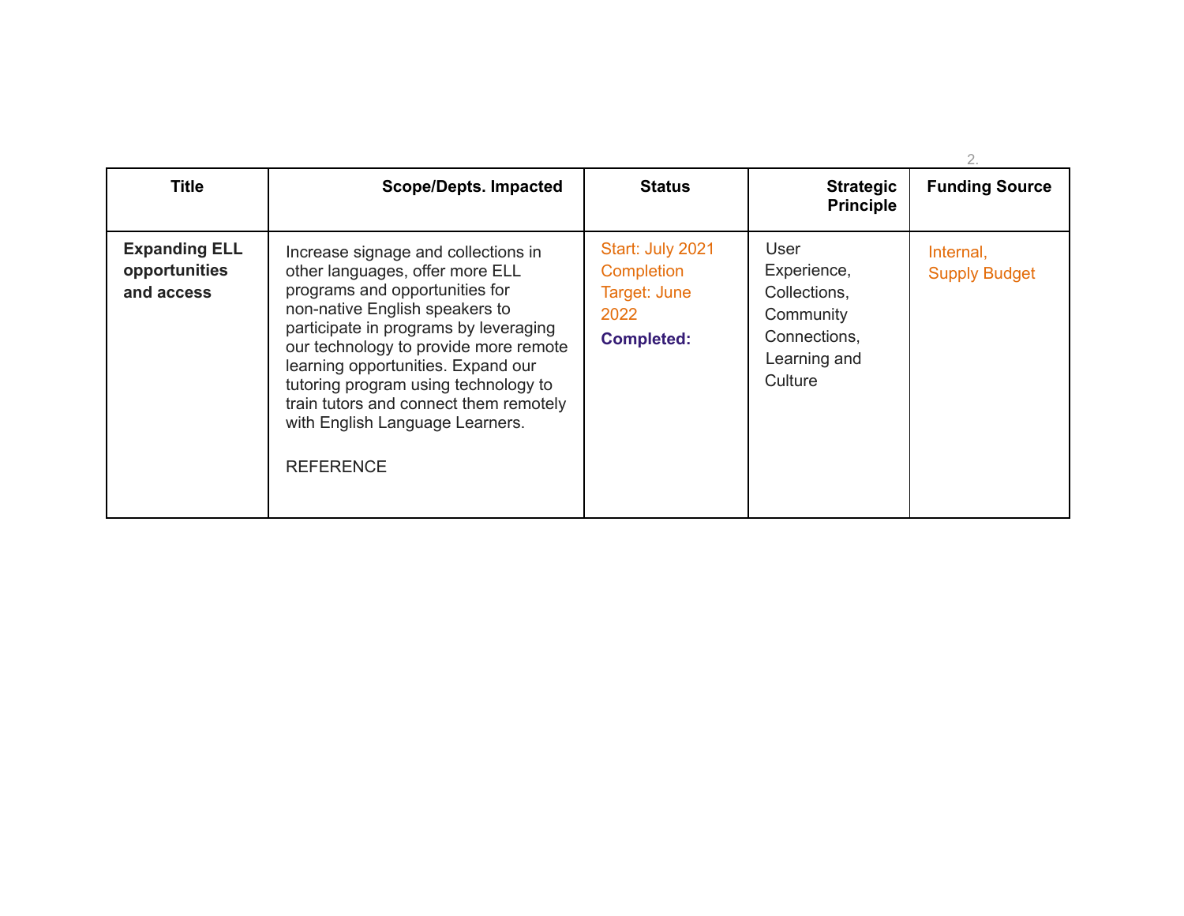| Title | Scope/Depts. Impacted | Status | Strategic Principle | Funding Source |
|---|---|---|---|---|
| **Expanding ELL opportunities and access** | Increase signage and collections in other languages, offer more ELL programs and opportunities for non-native English speakers to participate in programs by leveraging our technology to provide more remote learning opportunities. Expand our tutoring program using technology to train tutors and connect them remotely with English Language Learners.<br><br>REFERENCE | Start: July 2021<br>Completion Target: June 2022<br>**Completed:** | User Experience, Collections, Community Connections, Learning and Culture | Internal, Supply Budget |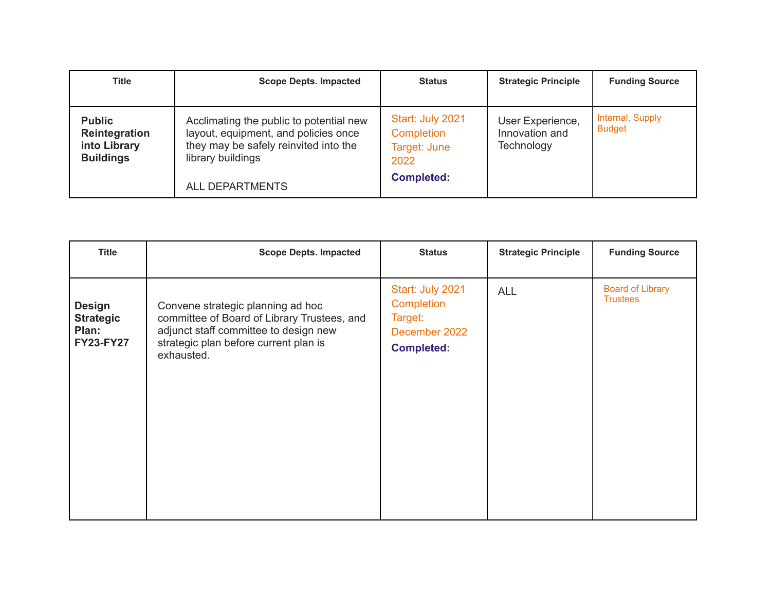| Title | Scope Depts. Impacted | Status | Strategic Principle | Funding Source |
|---|---|---|---|---|
| **Public Reintegration into Library Buildings** | Acclimating the public to potential new layout, equipment, and policies once they may be safely reinvited into the library buildings<br><br>ALL DEPARTMENTS | Start: July 2021<br>Completion Target: June 2022<br>**Completed:** | User Experience, Innovation and Technology | Internal, Supply Budget |

| Title | Scope Depts. Impacted | Status | Strategic Principle | Funding Source |
|---|---|---|---|---|
| **Design Strategic Plan: FY23-FY27** | Convene strategic planning ad hoc committee of Board of Library Trustees, and adjunct staff committee to design new strategic plan before current plan is exhausted. | Start: July 2021<br>Completion Target: December 2022<br>**Completed:** | ALL | Board of Library Trustees |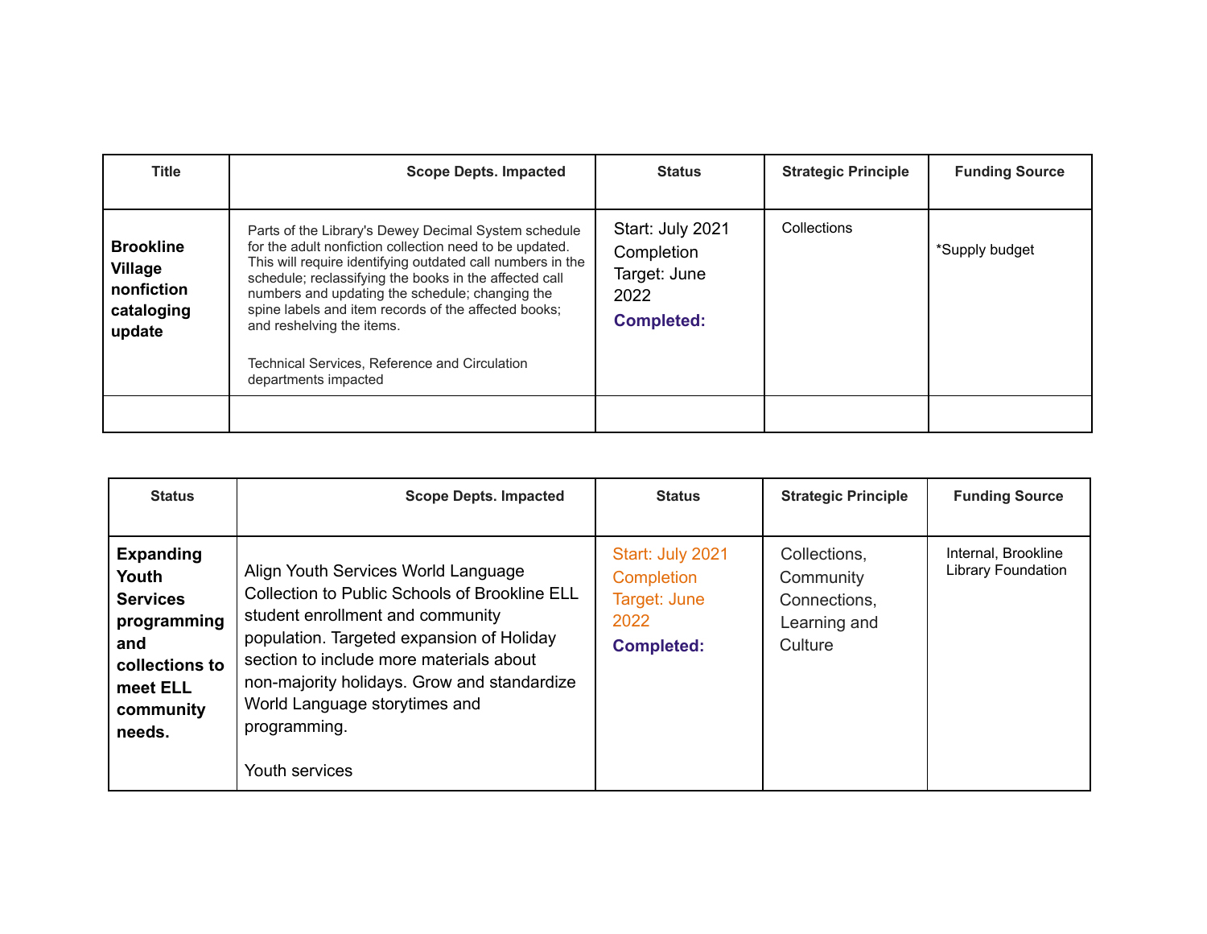| Title | Scope Depts. Impacted | Status | Strategic Principle | Funding Source |
|---|---|---|---|---|
| **Brookline Village nonfiction cataloging update** | Parts of the Library's Dewey Decimal System schedule for the adult nonfiction collection need to be updated. This will require identifying outdated call numbers in the schedule; reclassifying the books in the affected call numbers and updating the schedule; changing the spine labels and item records of the affected books; and reshelving the items.<br><br>Technical Services, Reference and Circulation departments impacted | Start: July 2021 Completion Target: June 2022<br>**Completed:** | Collections | *Supply budget |
| | | | | |

| Status | Scope Depts. Impacted | Status | Strategic Principle | Funding Source |
|---|---|---|---|---|
| **Expanding Youth Services programming and collections to meet ELL community needs.** | Align Youth Services World Language Collection to Public Schools of Brookline ELL student enrollment and community population. Targeted expansion of Holiday section to include more materials about non-majority holidays. Grow and standardize World Language storytimes and programming.<br><br>Youth services | Start: July 2021 Completion Target: June 2022<br>**Completed:** | Collections, Community Connections, Learning and Culture | Internal, Brookline Library Foundation |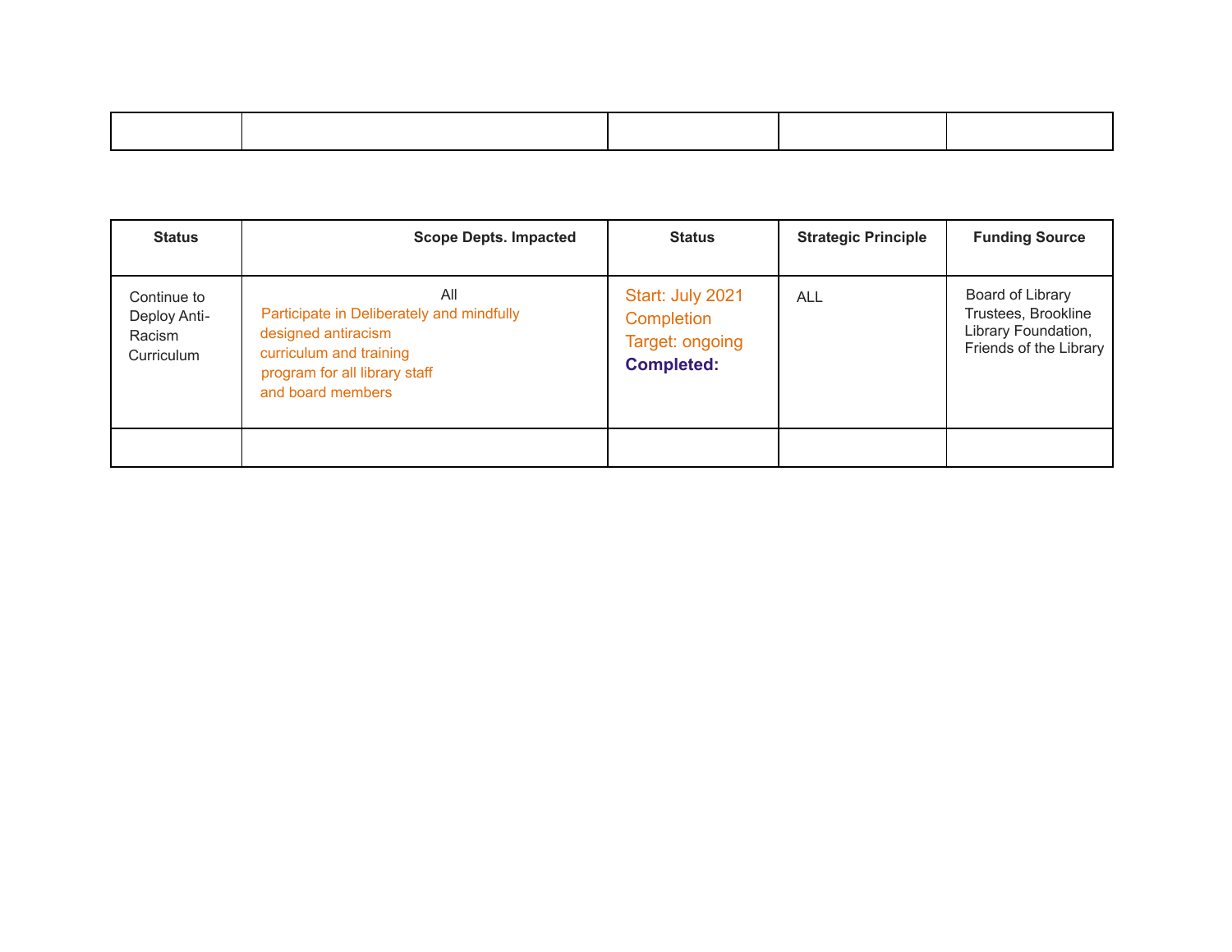| | | | | |
|---|---|---|---|---|

| Status | Scope Depts. Impacted | Status | Strategic Principle | Funding Source |
|---|---|---|---|---|
| Continue to Deploy Anti-Racism Curriculum | All<br>Participate in Deliberately and mindfully designed antiracism curriculum and training program for all library staff and board members | Start: July 2021<br>Completion Target: ongoing<br>**Completed:** | ALL | Board of Library Trustees, Brookline Library Foundation, Friends of the Library |
| | | | | |